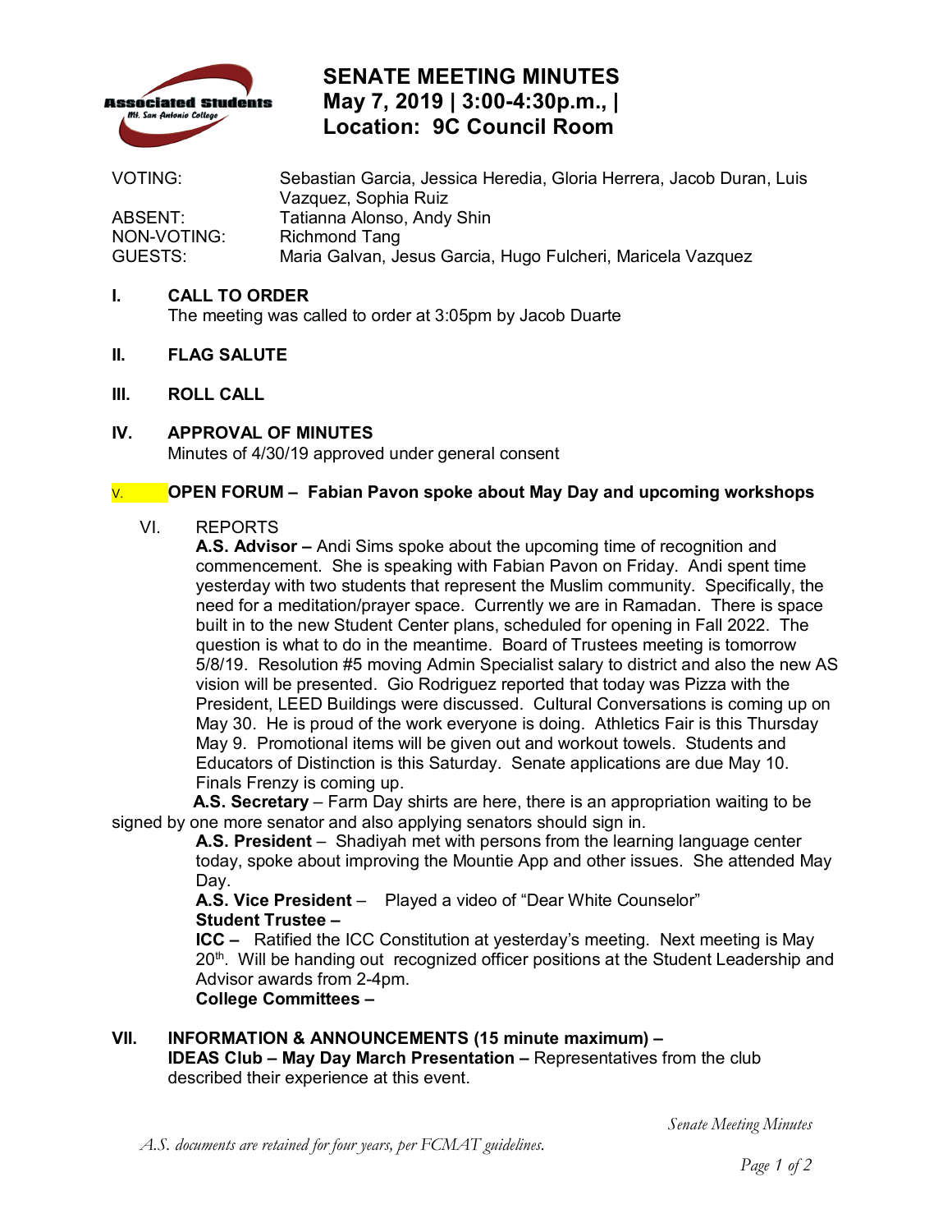Associated Students
Mt. San Antonio College

# SENATE MEETING MINUTES
# May 7, 2019 | 3:00-4:30p.m., |
# Location: 9C Council Room

| | |
|---|---|
| VOTING: | Sebastian Garcia, Jessica Heredia, Gloria Herrera, Jacob Duran, Luis Vazquez, Sophia Ruiz |
| ABSENT: | Tatianna Alonso, Andy Shin |
| NON-VOTING: | Richmond Tang |
| GUESTS: | Maria Galvan, Jesus Garcia, Hugo Fulcheri, Maricela Vazquez |

## I. CALL TO ORDER

The meeting was called to order at 3:05pm by Jacob Duarte

## II. FLAG SALUTE

## III. ROLL CALL

## IV. APPROVAL OF MINUTES

Minutes of 4/30/19 approved under general consent

## V. OPEN FORUM – Fabian Pavon spoke about May Day and upcoming workshops

## VI. REPORTS

**A.S. Advisor –** Andi Sims spoke about the upcoming time of recognition and commencement. She is speaking with Fabian Pavon on Friday. Andi spent time yesterday with two students that represent the Muslim community. Specifically, the need for a meditation/prayer space. Currently we are in Ramadan. There is space built in to the new Student Center plans, scheduled for opening in Fall 2022. The question is what to do in the meantime. Board of Trustees meeting is tomorrow 5/8/19. Resolution #5 moving Admin Specialist salary to district and also the new AS vision will be presented. Gio Rodriguez reported that today was Pizza with the President, LEED Buildings were discussed. Cultural Conversations is coming up on May 30. He is proud of the work everyone is doing. Athletics Fair is this Thursday May 9. Promotional items will be given out and workout towels. Students and Educators of Distinction is this Saturday. Senate applications are due May 10. Finals Frenzy is coming up.

**A.S. Secretary** – Farm Day shirts are here, there is an appropriation waiting to be signed by one more senator and also applying senators should sign in.

**A.S. President** – Shadiyah met with persons from the learning language center today, spoke about improving the Mountie App and other issues. She attended May Day.

**A.S. Vice President** – Played a video of "Dear White Counselor"

**Student Trustee –**

**ICC –** Ratified the ICC Constitution at yesterday's meeting. Next meeting is May 20th. Will be handing out recognized officer positions at the Student Leadership and Advisor awards from 2-4pm.

**College Committees –**

## VII. INFORMATION & ANNOUNCEMENTS (15 minute maximum) –

**IDEAS Club – May Day March Presentation –** Representatives from the club described their experience at this event.

*A.S. documents are retained for four years, per FCMAT guidelines.*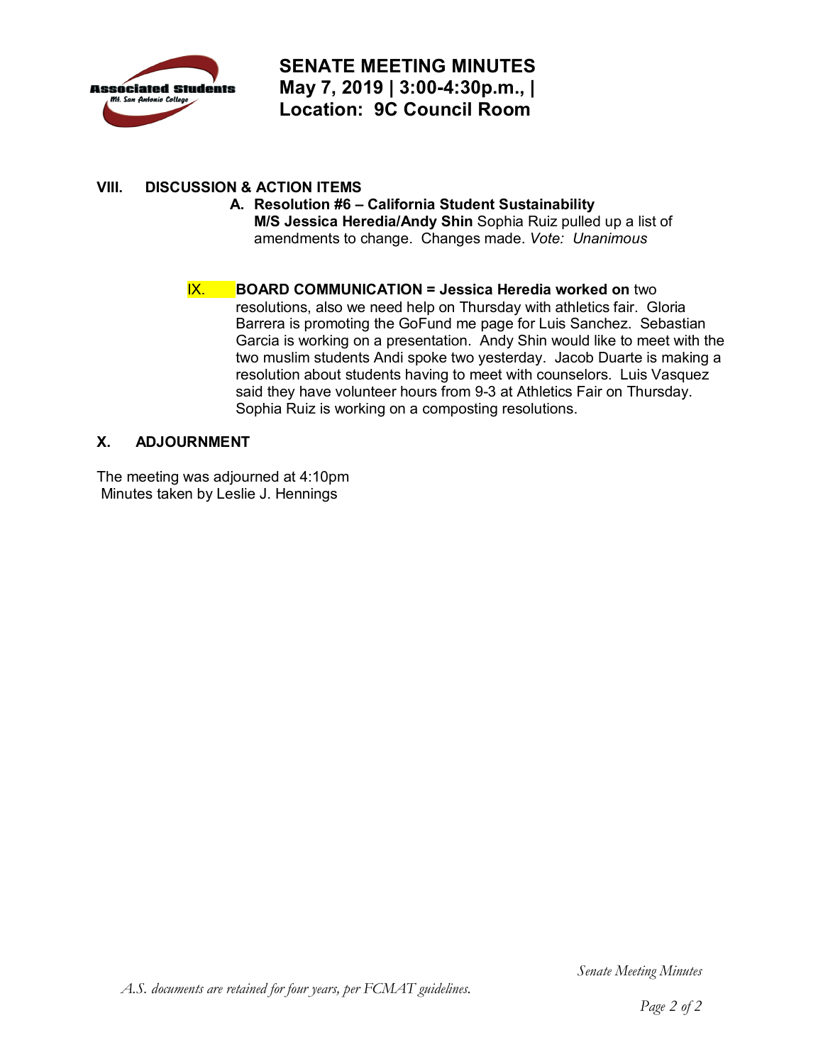# SENATE MEETING MINUTES
## May 7, 2019 | 3:00-4:30p.m., |
## Location: 9C Council Room

### VIII. DISCUSSION & ACTION ITEMS

**A. Resolution #6 – California Student Sustainability**
**M/S Jessica Heredia/Andy Shin** Sophia Ruiz pulled up a list of amendments to change. Changes made. *Vote: Unanimous*

### IX. BOARD COMMUNICATION = Jessica Heredia worked on two resolutions, also we need help on Thursday with athletics fair. Gloria Barrera is promoting the GoFund me page for Luis Sanchez. Sebastian Garcia is working on a presentation. Andy Shin would like to meet with the two muslim students Andi spoke two yesterday. Jacob Duarte is making a resolution about students having to meet with counselors. Luis Vasquez said they have volunteer hours from 9-3 at Athletics Fair on Thursday. Sophia Ruiz is working on a composting resolutions.

### X. ADJOURNMENT

The meeting was adjourned at 4:10pm
Minutes taken by Leslie J. Hennings

*A.S. documents are retained for four years, per FCMAT guidelines.*